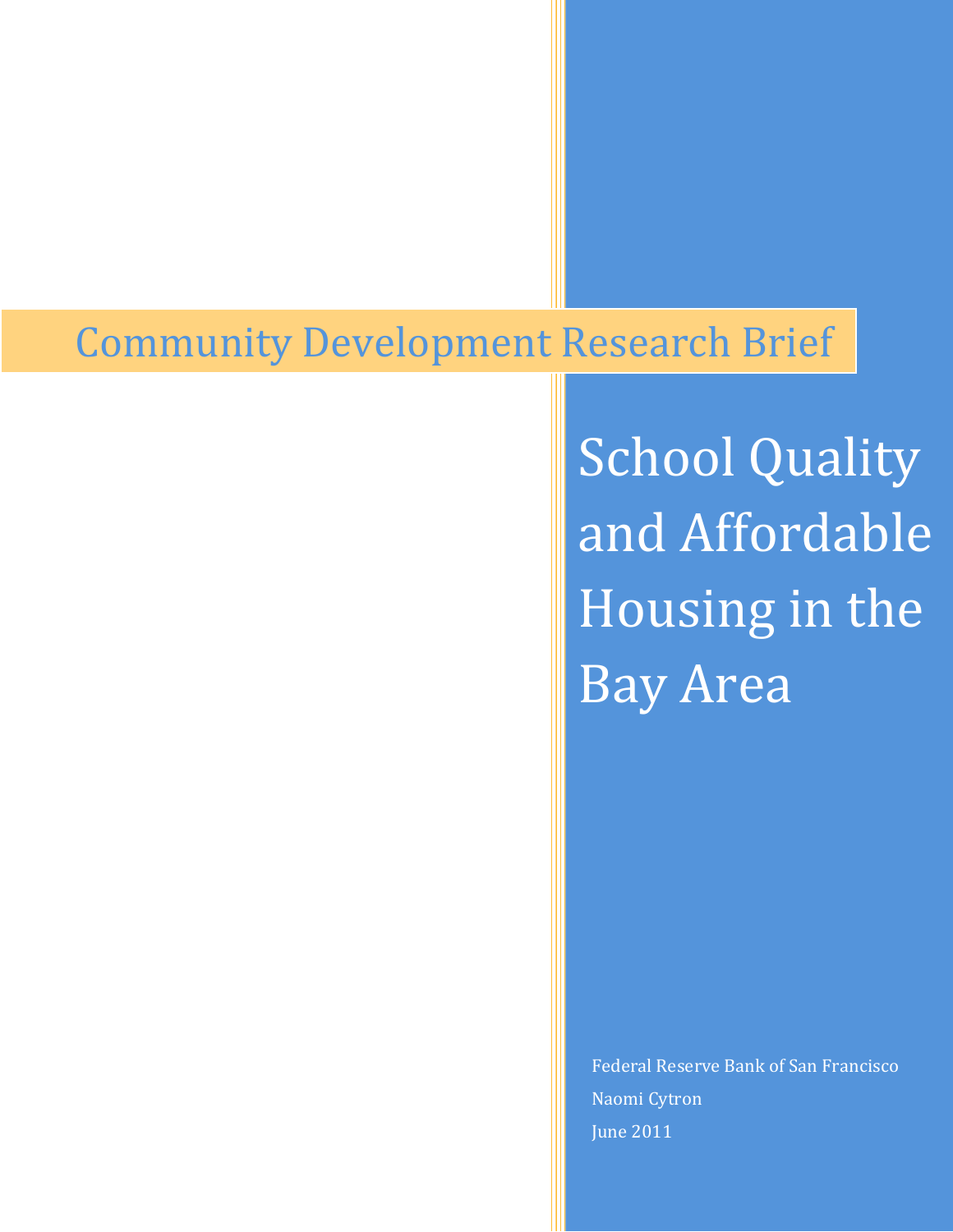Community Development Research Brief

# School Quality and Affordable Housing in the Bay Area

Federal Reserve Bank of San Francisco

Naomi Cytron

June 2011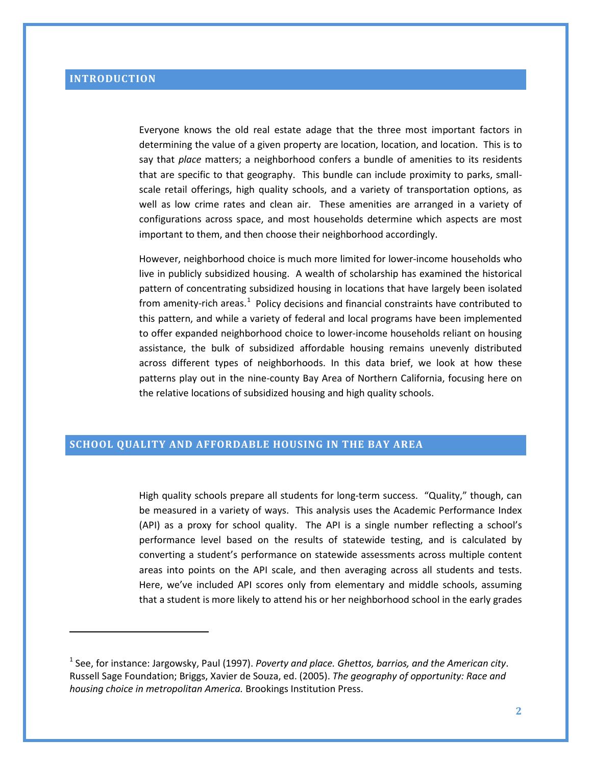## INTRODUCTION

Everyone knows the old real estate adage that the three most important factors in determining the value of a given property are location, location, and location. This is to say that *place* matters; a neighborhood confers a bundle of amenities to its residents that are specific to that geography. This bundle can include proximity to parks, small-scale retail offerings, high quality schools, and a variety of transportation options, as well as low crime rates and clean air. These amenities are arranged in a variety of configurations across space, and most households determine which aspects are most important to them, and then choose their neighborhood accordingly.

However, neighborhood choice is much more limited for lower-income households who live in publicly subsidized housing. A wealth of scholarship has examined the historical pattern of concentrating subsidized housing in locations that have largely been isolated from amenity-rich areas.[1] Policy decisions and financial constraints have contributed to this pattern, and while a variety of federal and local programs have been implemented to offer expanded neighborhood choice to lower-income households reliant on housing assistance, the bulk of subsidized affordable housing remains unevenly distributed across different types of neighborhoods. In this data brief, we look at how these patterns play out in the nine-county Bay Area of Northern California, focusing here on the relative locations of subsidized housing and high quality schools.

## SCHOOL QUALITY AND AFFORDABLE HOUSING IN THE BAY AREA

High quality schools prepare all students for long-term success. "Quality," though, can be measured in a variety of ways. This analysis uses the Academic Performance Index (API) as a proxy for school quality. The API is a single number reflecting a school's performance level based on the results of statewide testing, and is calculated by converting a student's performance on statewide assessments across multiple content areas into points on the API scale, and then averaging across all students and tests. Here, we've included API scores only from elementary and middle schools, assuming that a student is more likely to attend his or her neighborhood school in the early grades

---

[1] See, for instance: Jargowsky, Paul (1997). *Poverty and place. Ghettos, barrios, and the American city*. Russell Sage Foundation; Briggs, Xavier de Souza, ed. (2005). *The geography of opportunity: Race and housing choice in metropolitan America.* Brookings Institution Press.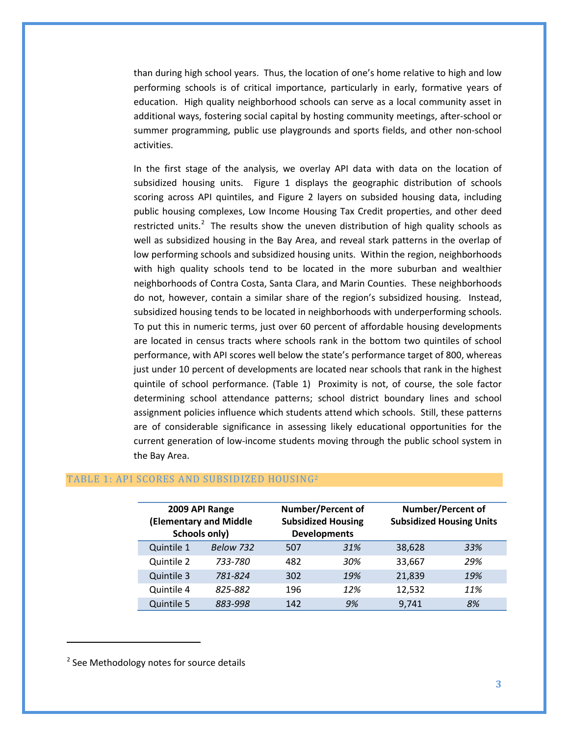than during high school years. Thus, the location of one's home relative to high and low performing schools is of critical importance, particularly in early, formative years of education. High quality neighborhood schools can serve as a local community asset in additional ways, fostering social capital by hosting community meetings, after-school or summer programming, public use playgrounds and sports fields, and other non-school activities.

In the first stage of the analysis, we overlay API data with data on the location of subsidized housing units. Figure 1 displays the geographic distribution of schools scoring across API quintiles, and Figure 2 layers on subsided housing data, including public housing complexes, Low Income Housing Tax Credit properties, and other deed restricted units.[2] The results show the uneven distribution of high quality schools as well as subsidized housing in the Bay Area, and reveal stark patterns in the overlap of low performing schools and subsidized housing units. Within the region, neighborhoods with high quality schools tend to be located in the more suburban and wealthier neighborhoods of Contra Costa, Santa Clara, and Marin Counties. These neighborhoods do not, however, contain a similar share of the region's subsidized housing. Instead, subsidized housing tends to be located in neighborhoods with underperforming schools. To put this in numeric terms, just over 60 percent of affordable housing developments are located in census tracts where schools rank in the bottom two quintiles of school performance, with API scores well below the state's performance target of 800, whereas just under 10 percent of developments are located near schools that rank in the highest quintile of school performance. (Table 1) Proximity is not, of course, the sole factor determining school attendance patterns; school district boundary lines and school assignment policies influence which students attend which schools. Still, these patterns are of considerable significance in assessing likely educational opportunities for the current generation of low-income students moving through the public school system in the Bay Area.

## TABLE 1: API SCORES AND SUBSIDIZED HOUSING[2]

| 2009 API Range (Elementary and Middle Schools only) | | Number/Percent of Subsidized Housing Developments | | Number/Percent of Subsidized Housing Units | |
|---|---|---|---|---|---|
| Quintile 1 | *Below 732* | 507 | *31%* | 38,628 | *33%* |
| Quintile 2 | *733-780* | 482 | *30%* | 33,667 | *29%* |
| Quintile 3 | *781-824* | 302 | *19%* | 21,839 | *19%* |
| Quintile 4 | *825-882* | 196 | *12%* | 12,532 | *11%* |
| Quintile 5 | *883-998* | 142 | *9%* | 9,741 | *8%* |

[2] See Methodology notes for source details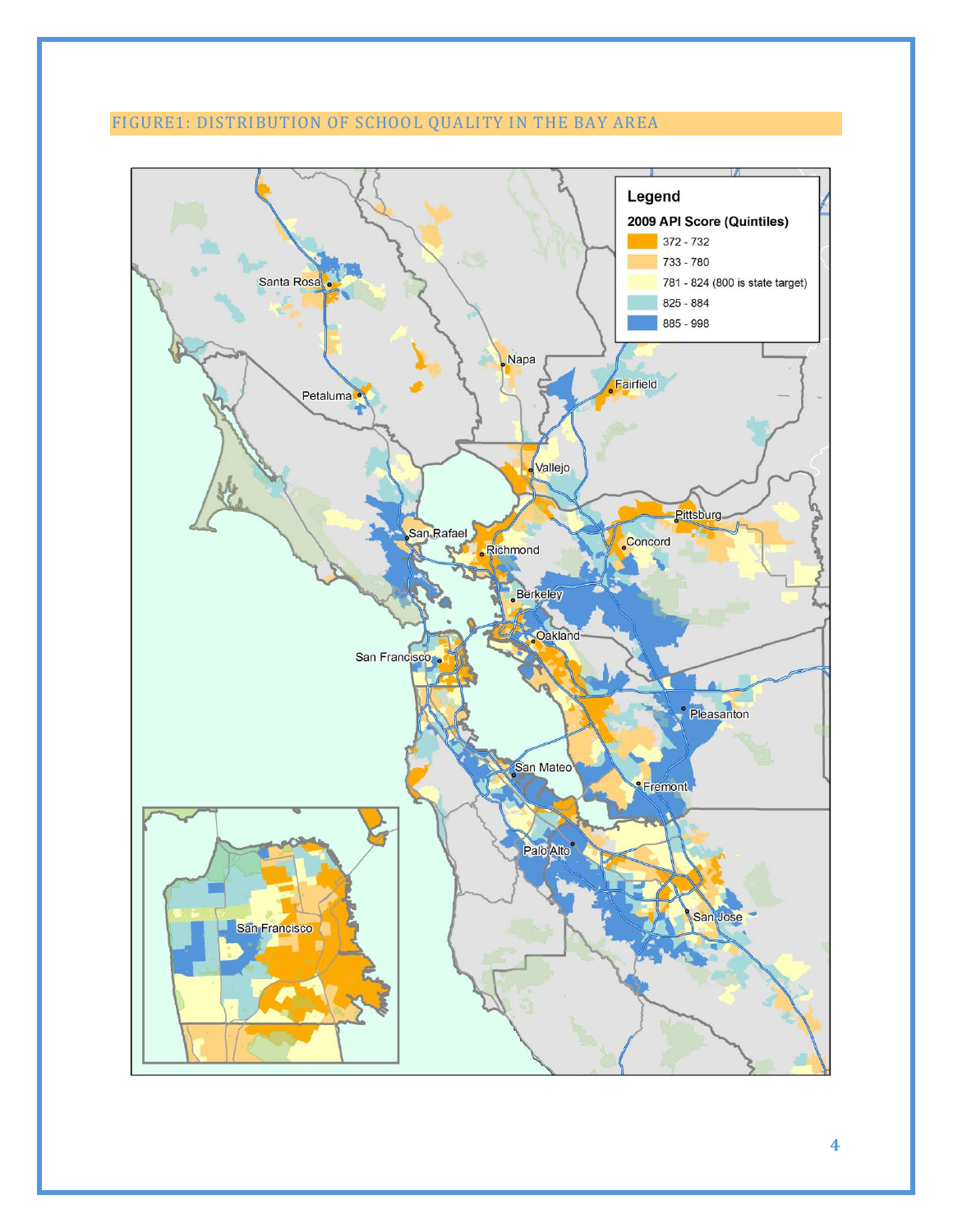FIGURE1: DISTRIBUTION OF SCHOOL QUALITY IN THE BAY AREA

**Legend**

**2009 API Score (Quintiles)**

- 372 - 732
- 733 - 780
- 781 - 824 (800 is state target)
- 825 - 884
- 885 - 998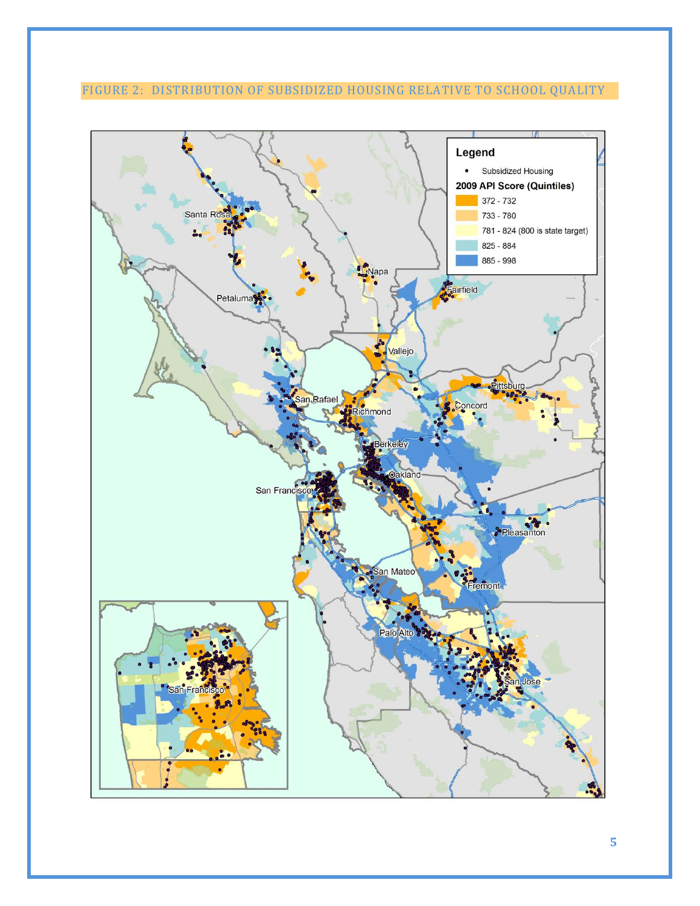FIGURE 2: DISTRIBUTION OF SUBSIDIZED HOUSING RELATIVE TO SCHOOL QUALITY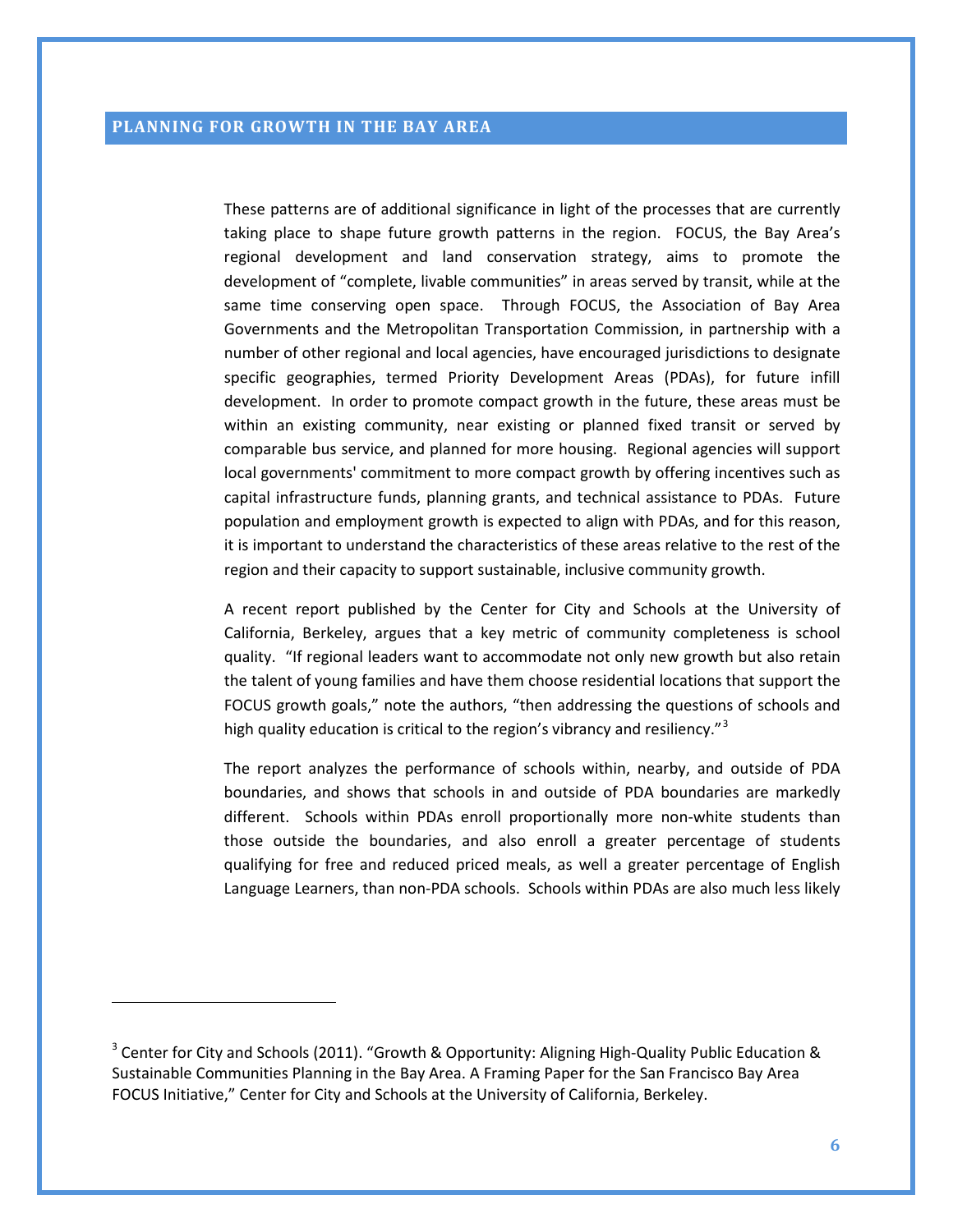## PLANNING FOR GROWTH IN THE BAY AREA

These patterns are of additional significance in light of the processes that are currently taking place to shape future growth patterns in the region. FOCUS, the Bay Area's regional development and land conservation strategy, aims to promote the development of "complete, livable communities" in areas served by transit, while at the same time conserving open space. Through FOCUS, the Association of Bay Area Governments and the Metropolitan Transportation Commission, in partnership with a number of other regional and local agencies, have encouraged jurisdictions to designate specific geographies, termed Priority Development Areas (PDAs), for future infill development. In order to promote compact growth in the future, these areas must be within an existing community, near existing or planned fixed transit or served by comparable bus service, and planned for more housing. Regional agencies will support local governments' commitment to more compact growth by offering incentives such as capital infrastructure funds, planning grants, and technical assistance to PDAs. Future population and employment growth is expected to align with PDAs, and for this reason, it is important to understand the characteristics of these areas relative to the rest of the region and their capacity to support sustainable, inclusive community growth.

A recent report published by the Center for City and Schools at the University of California, Berkeley, argues that a key metric of community completeness is school quality. "If regional leaders want to accommodate not only new growth but also retain the talent of young families and have them choose residential locations that support the FOCUS growth goals," note the authors, "then addressing the questions of schools and high quality education is critical to the region's vibrancy and resiliency."[3]

The report analyzes the performance of schools within, nearby, and outside of PDA boundaries, and shows that schools in and outside of PDA boundaries are markedly different. Schools within PDAs enroll proportionally more non-white students than those outside the boundaries, and also enroll a greater percentage of students qualifying for free and reduced priced meals, as well a greater percentage of English Language Learners, than non-PDA schools. Schools within PDAs are also much less likely

---

[3] Center for City and Schools (2011). "Growth & Opportunity: Aligning High-Quality Public Education & Sustainable Communities Planning in the Bay Area. A Framing Paper for the San Francisco Bay Area FOCUS Initiative," Center for City and Schools at the University of California, Berkeley.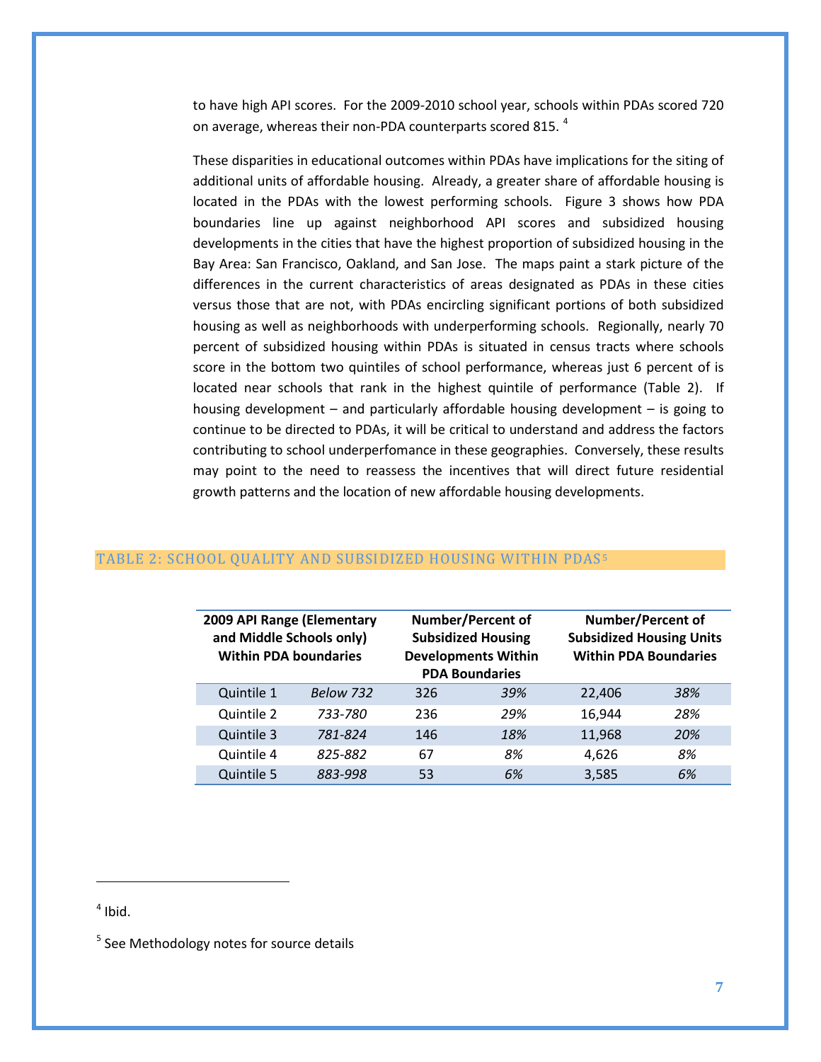to have high API scores. For the 2009-2010 school year, schools within PDAs scored 720 on average, whereas their non-PDA counterparts scored 815. [4]

These disparities in educational outcomes within PDAs have implications for the siting of additional units of affordable housing. Already, a greater share of affordable housing is located in the PDAs with the lowest performing schools. Figure 3 shows how PDA boundaries line up against neighborhood API scores and subsidized housing developments in the cities that have the highest proportion of subsidized housing in the Bay Area: San Francisco, Oakland, and San Jose. The maps paint a stark picture of the differences in the current characteristics of areas designated as PDAs in these cities versus those that are not, with PDAs encircling significant portions of both subsidized housing as well as neighborhoods with underperforming schools. Regionally, nearly 70 percent of subsidized housing within PDAs is situated in census tracts where schools score in the bottom two quintiles of school performance, whereas just 6 percent of is located near schools that rank in the highest quintile of performance (Table 2). If housing development – and particularly affordable housing development – is going to continue to be directed to PDAs, it will be critical to understand and address the factors contributing to school underperfomance in these geographies. Conversely, these results may point to the need to reassess the incentives that will direct future residential growth patterns and the location of new affordable housing developments.

## TABLE 2: SCHOOL QUALITY AND SUBSIDIZED HOUSING WITHIN PDAS[5]

| **2009 API Range (Elementary and Middle Schools only) Within PDA boundaries** | | **Number/Percent of Subsidized Housing Developments Within PDA Boundaries** | | **Number/Percent of Subsidized Housing Units Within PDA Boundaries** | |
|---|---|---|---|---|---|
| Quintile 1 | *Below 732* | 326 | *39%* | 22,406 | *38%* |
| Quintile 2 | *733-780* | 236 | *29%* | 16,944 | *28%* |
| Quintile 3 | *781-824* | 146 | *18%* | 11,968 | *20%* |
| Quintile 4 | *825-882* | 67 | *8%* | 4,626 | *8%* |
| Quintile 5 | *883-998* | 53 | *6%* | 3,585 | *6%* |

---

[4] Ibid.

[5] See Methodology notes for source details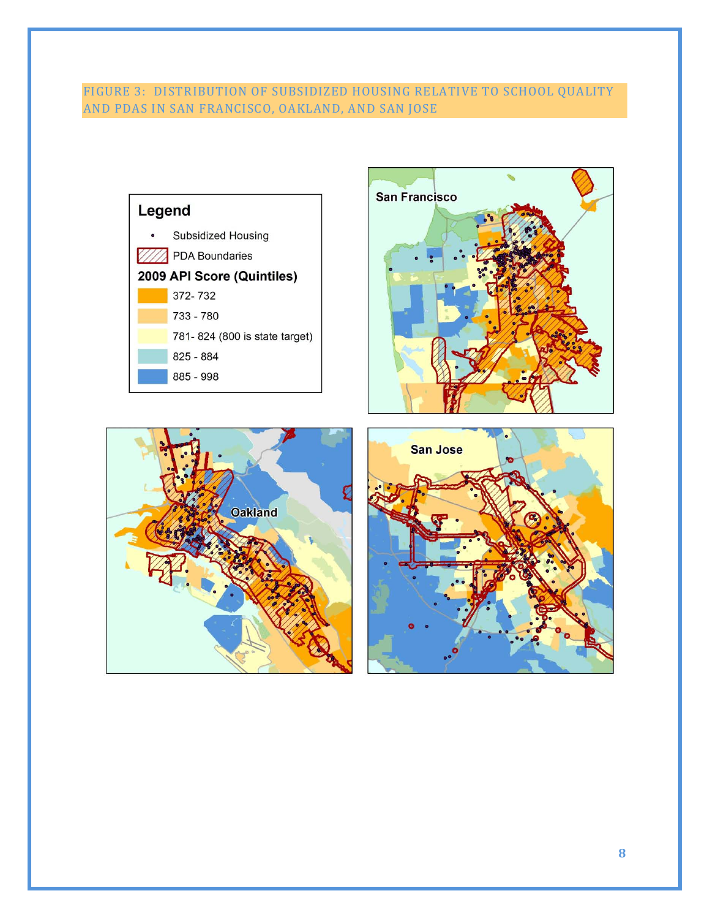FIGURE 3: DISTRIBUTION OF SUBSIDIZED HOUSING RELATIVE TO SCHOOL QUALITY AND PDAS IN SAN FRANCISCO, OAKLAND, AND SAN JOSE

**Legend**

- Subsidized Housing
- PDA Boundaries

**2009 API Score (Quintiles)**

- 372- 732
- 733 - 780
- 781- 824 (800 is state target)
- 825 - 884
- 885 - 998

San Francisco

Oakland

San Jose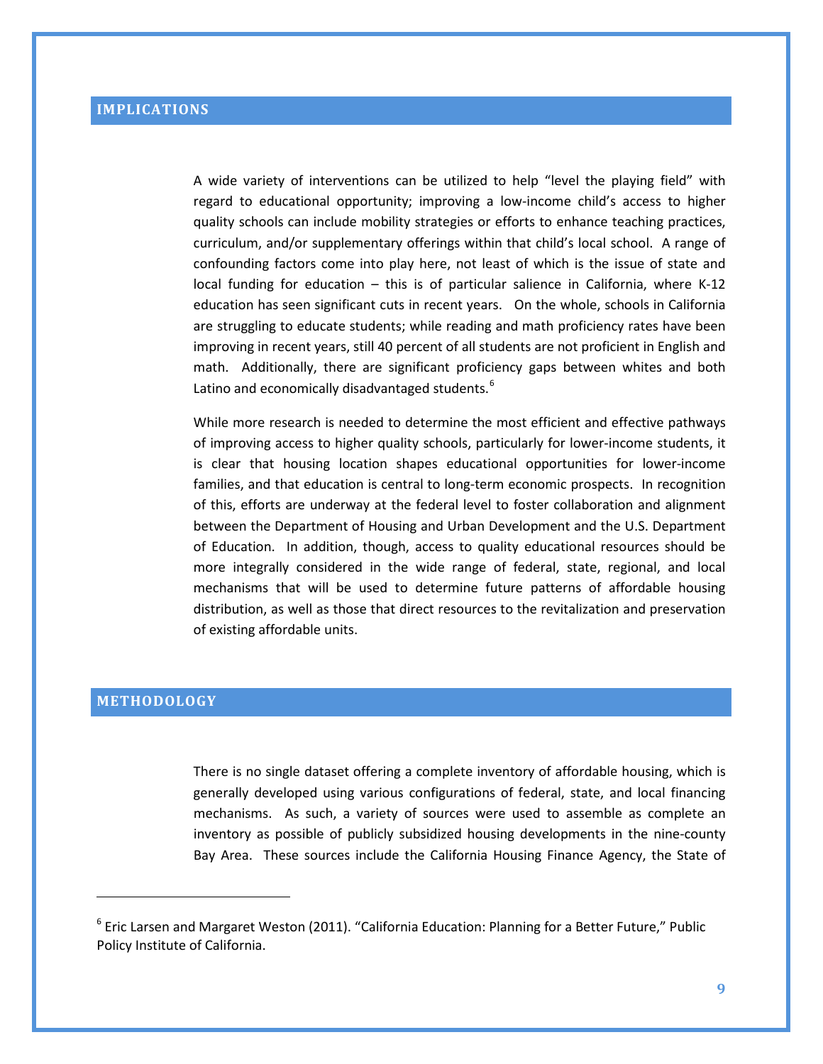## IMPLICATIONS

A wide variety of interventions can be utilized to help "level the playing field" with regard to educational opportunity; improving a low-income child's access to higher quality schools can include mobility strategies or efforts to enhance teaching practices, curriculum, and/or supplementary offerings within that child's local school. A range of confounding factors come into play here, not least of which is the issue of state and local funding for education – this is of particular salience in California, where K-12 education has seen significant cuts in recent years. On the whole, schools in California are struggling to educate students; while reading and math proficiency rates have been improving in recent years, still 40 percent of all students are not proficient in English and math. Additionally, there are significant proficiency gaps between whites and both Latino and economically disadvantaged students.[6]

While more research is needed to determine the most efficient and effective pathways of improving access to higher quality schools, particularly for lower-income students, it is clear that housing location shapes educational opportunities for lower-income families, and that education is central to long-term economic prospects. In recognition of this, efforts are underway at the federal level to foster collaboration and alignment between the Department of Housing and Urban Development and the U.S. Department of Education. In addition, though, access to quality educational resources should be more integrally considered in the wide range of federal, state, regional, and local mechanisms that will be used to determine future patterns of affordable housing distribution, as well as those that direct resources to the revitalization and preservation of existing affordable units.

## METHODOLOGY

There is no single dataset offering a complete inventory of affordable housing, which is generally developed using various configurations of federal, state, and local financing mechanisms. As such, a variety of sources were used to assemble as complete an inventory as possible of publicly subsidized housing developments in the nine-county Bay Area. These sources include the California Housing Finance Agency, the State of

---

[6] Eric Larsen and Margaret Weston (2011). "California Education: Planning for a Better Future," Public Policy Institute of California.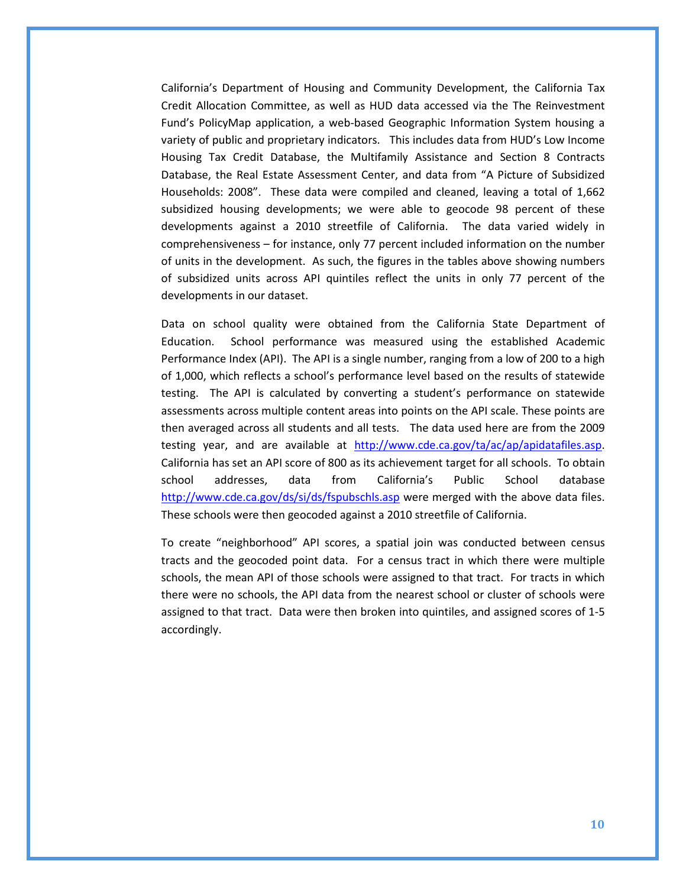California's Department of Housing and Community Development, the California Tax Credit Allocation Committee, as well as HUD data accessed via the The Reinvestment Fund's PolicyMap application, a web-based Geographic Information System housing a variety of public and proprietary indicators. This includes data from HUD's Low Income Housing Tax Credit Database, the Multifamily Assistance and Section 8 Contracts Database, the Real Estate Assessment Center, and data from "A Picture of Subsidized Households: 2008". These data were compiled and cleaned, leaving a total of 1,662 subsidized housing developments; we were able to geocode 98 percent of these developments against a 2010 streetfile of California. The data varied widely in comprehensiveness – for instance, only 77 percent included information on the number of units in the development. As such, the figures in the tables above showing numbers of subsidized units across API quintiles reflect the units in only 77 percent of the developments in our dataset.

Data on school quality were obtained from the California State Department of Education. School performance was measured using the established Academic Performance Index (API). The API is a single number, ranging from a low of 200 to a high of 1,000, which reflects a school's performance level based on the results of statewide testing. The API is calculated by converting a student's performance on statewide assessments across multiple content areas into points on the API scale. These points are then averaged across all students and all tests. The data used here are from the 2009 testing year, and are available at http://www.cde.ca.gov/ta/ac/ap/apidatafiles.asp. California has set an API score of 800 as its achievement target for all schools. To obtain school addresses, data from California's Public School database http://www.cde.ca.gov/ds/si/ds/fspubschls.asp were merged with the above data files. These schools were then geocoded against a 2010 streetfile of California.

To create "neighborhood" API scores, a spatial join was conducted between census tracts and the geocoded point data. For a census tract in which there were multiple schools, the mean API of those schools were assigned to that tract. For tracts in which there were no schools, the API data from the nearest school or cluster of schools were assigned to that tract. Data were then broken into quintiles, and assigned scores of 1-5 accordingly.